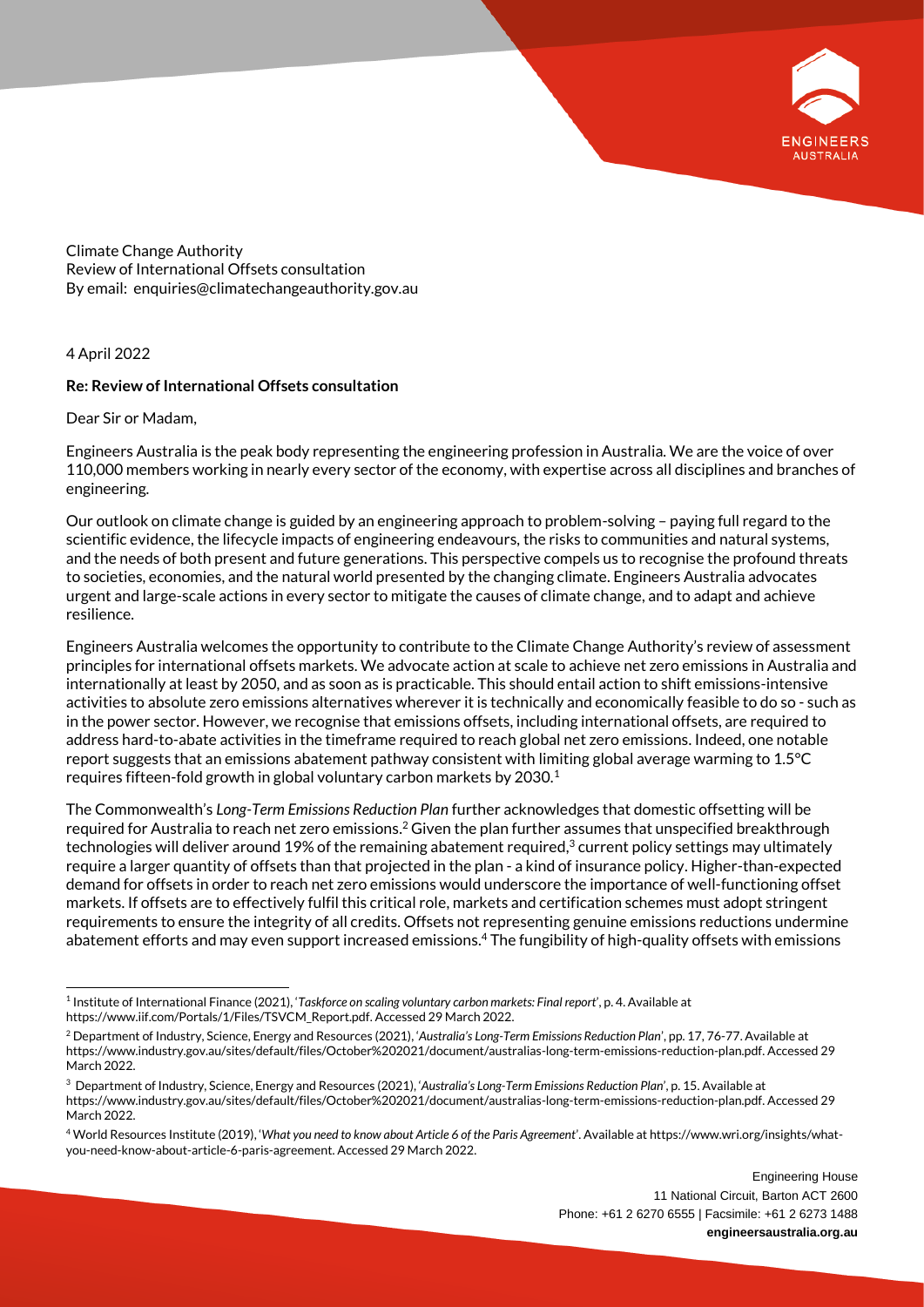Climate Change Authority
Review of International Offsets consultation
By email: enquiries@climatechangeauthority.gov.au

4 April 2022

**Re: Review of International Offsets consultation**

Dear Sir or Madam,

Engineers Australia is the peak body representing the engineering profession in Australia. We are the voice of over 110,000 members working in nearly every sector of the economy, with expertise across all disciplines and branches of engineering.

Our outlook on climate change is guided by an engineering approach to problem-solving – paying full regard to the scientific evidence, the lifecycle impacts of engineering endeavours, the risks to communities and natural systems, and the needs of both present and future generations. This perspective compels us to recognise the profound threats to societies, economies, and the natural world presented by the changing climate. Engineers Australia advocates urgent and large-scale actions in every sector to mitigate the causes of climate change, and to adapt and achieve resilience.

Engineers Australia welcomes the opportunity to contribute to the Climate Change Authority's review of assessment principles for international offsets markets. We advocate action at scale to achieve net zero emissions in Australia and internationally at least by 2050, and as soon as is practicable. This should entail action to shift emissions-intensive activities to absolute zero emissions alternatives wherever it is technically and economically feasible to do so - such as in the power sector. However, we recognise that emissions offsets, including international offsets, are required to address hard-to-abate activities in the timeframe required to reach global net zero emissions. Indeed, one notable report suggests that an emissions abatement pathway consistent with limiting global average warming to 1.5°C requires fifteen-fold growth in global voluntary carbon markets by 2030.[1]

The Commonwealth's *Long-Term Emissions Reduction Plan* further acknowledges that domestic offsetting will be required for Australia to reach net zero emissions.[2] Given the plan further assumes that unspecified breakthrough technologies will deliver around 19% of the remaining abatement required,[3] current policy settings may ultimately require a larger quantity of offsets than that projected in the plan - a kind of insurance policy. Higher-than-expected demand for offsets in order to reach net zero emissions would underscore the importance of well-functioning offset markets. If offsets are to effectively fulfil this critical role, markets and certification schemes must adopt stringent requirements to ensure the integrity of all credits. Offsets not representing genuine emissions reductions undermine abatement efforts and may even support increased emissions.[4] The fungibility of high-quality offsets with emissions

---

[1] Institute of International Finance (2021), '*Taskforce on scaling voluntary carbon markets: Final report*', p. 4. Available at https://www.iif.com/Portals/1/Files/TSVCM_Report.pdf. Accessed 29 March 2022.

[2] Department of Industry, Science, Energy and Resources (2021), '*Australia's Long-Term Emissions Reduction Plan*', pp. 17, 76-77. Available at https://www.industry.gov.au/sites/default/files/October%202021/document/australias-long-term-emissions-reduction-plan.pdf. Accessed 29 March 2022.

[3] Department of Industry, Science, Energy and Resources (2021), '*Australia's Long-Term Emissions Reduction Plan*', p. 15. Available at https://www.industry.gov.au/sites/default/files/October%202021/document/australias-long-term-emissions-reduction-plan.pdf. Accessed 29 March 2022.

[4] World Resources Institute (2019), '*What you need to know about Article 6 of the Paris Agreement*'. Available at https://www.wri.org/insights/what-you-need-know-about-article-6-paris-agreement. Accessed 29 March 2022.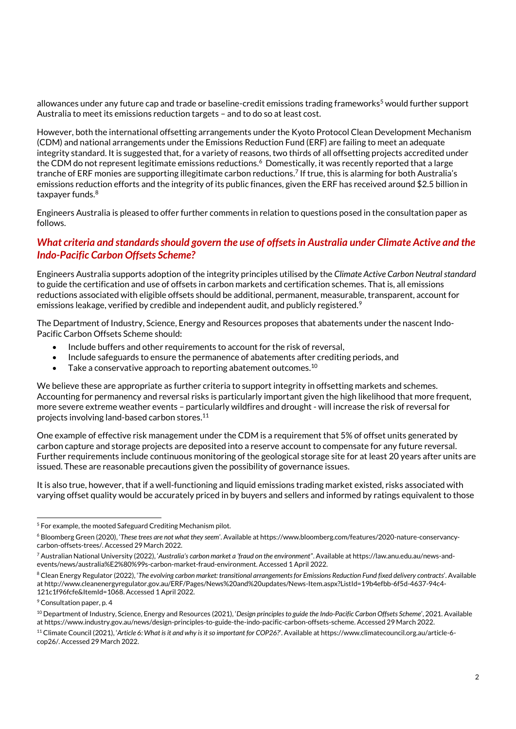allowances under any future cap and trade or baseline-credit emissions trading frameworks[5] would further support Australia to meet its emissions reduction targets – and to do so at least cost.

However, both the international offsetting arrangements under the Kyoto Protocol Clean Development Mechanism (CDM) and national arrangements under the Emissions Reduction Fund (ERF) are failing to meet an adequate integrity standard. It is suggested that, for a variety of reasons, two thirds of all offsetting projects accredited under the CDM do not represent legitimate emissions reductions.[6] Domestically, it was recently reported that a large tranche of ERF monies are supporting illegitimate carbon reductions.[7] If true, this is alarming for both Australia's emissions reduction efforts and the integrity of its public finances, given the ERF has received around $2.5 billion in taxpayer funds.[8]

Engineers Australia is pleased to offer further comments in relation to questions posed in the consultation paper as follows.

## *What criteria and standards should govern the use of offsets in Australia under Climate Active and the Indo-Pacific Carbon Offsets Scheme?*

Engineers Australia supports adoption of the integrity principles utilised by the *Climate Active Carbon Neutral standard* to guide the certification and use of offsets in carbon markets and certification schemes. That is, all emissions reductions associated with eligible offsets should be additional, permanent, measurable, transparent, account for emissions leakage, verified by credible and independent audit, and publicly registered.[9]

The Department of Industry, Science, Energy and Resources proposes that abatements under the nascent Indo-Pacific Carbon Offsets Scheme should:

- Include buffers and other requirements to account for the risk of reversal,
- Include safeguards to ensure the permanence of abatements after crediting periods, and
- Take a conservative approach to reporting abatement outcomes.[10]

We believe these are appropriate as further criteria to support integrity in offsetting markets and schemes. Accounting for permanency and reversal risks is particularly important given the high likelihood that more frequent, more severe extreme weather events – particularly wildfires and drought - will increase the risk of reversal for projects involving land-based carbon stores.[11]

One example of effective risk management under the CDM is a requirement that 5% of offset units generated by carbon capture and storage projects are deposited into a reserve account to compensate for any future reversal. Further requirements include continuous monitoring of the geological storage site for at least 20 years after units are issued. These are reasonable precautions given the possibility of governance issues.

It is also true, however, that if a well-functioning and liquid emissions trading market existed, risks associated with varying offset quality would be accurately priced in by buyers and sellers and informed by ratings equivalent to those

---

[5] For example, the mooted Safeguard Crediting Mechanism pilot.

[6] Bloomberg Green (2020), '*These trees are not what they seem*'. Available at https://www.bloomberg.com/features/2020-nature-conservancy-carbon-offsets-trees/. Accessed 29 March 2022.

[7] Australian National University (2022), '*Australia's carbon market a 'fraud on the environment*''. Available at https://law.anu.edu.au/news-and-events/news/australia%E2%80%99s-carbon-market-fraud-environment. Accessed 1 April 2022.

[8] Clean Energy Regulator (2022), '*The evolving carbon market: transitional arrangements for Emissions Reduction Fund fixed delivery contracts*'. Available at http://www.cleanenergyregulator.gov.au/ERF/Pages/News%20and%20updates/News-Item.aspx?ListId=19b4efbb-6f5d-4637-94c4-121c1f96fcfe&ItemId=1068. Accessed 1 April 2022.

[9] Consultation paper, p. 4

[10] Department of Industry, Science, Energy and Resources (2021), '*Design principles to guide the Indo-Pacific Carbon Offsets Scheme*', 2021. Available at https://www.industry.gov.au/news/design-principles-to-guide-the-indo-pacific-carbon-offsets-scheme. Accessed 29 March 2022.

[11] Climate Council (2021), '*Article 6: What is it and why is it so important for COP26?*'. Available at https://www.climatecouncil.org.au/article-6-cop26/. Accessed 29 March 2022.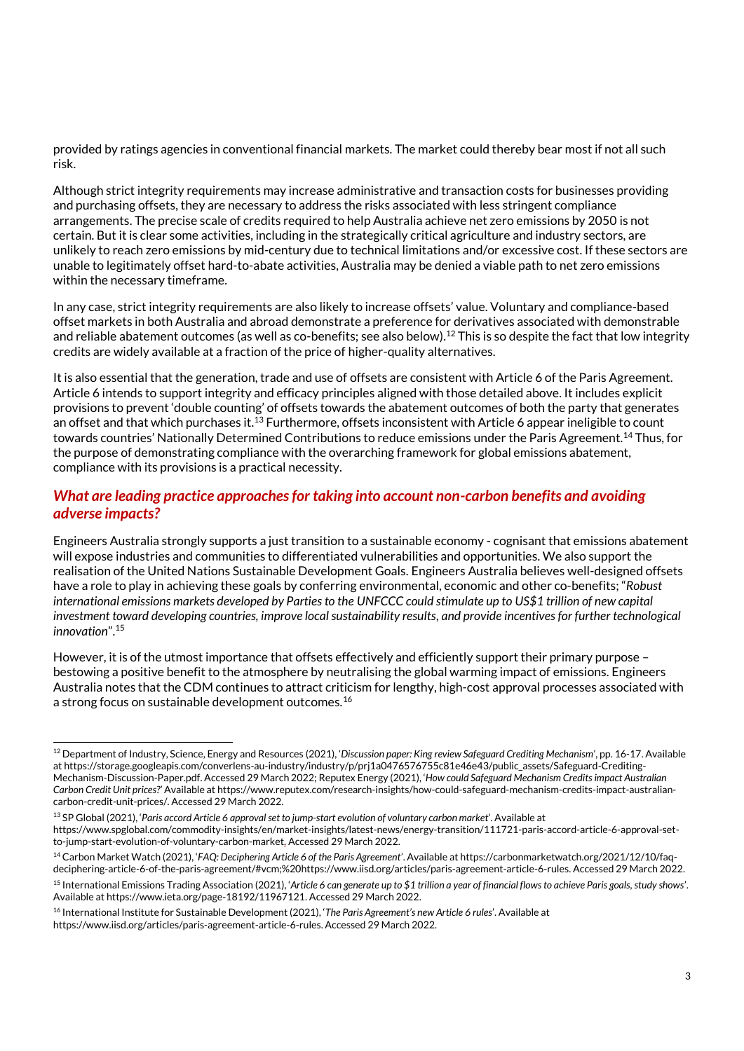provided by ratings agencies in conventional financial markets. The market could thereby bear most if not all such risk.

Although strict integrity requirements may increase administrative and transaction costs for businesses providing and purchasing offsets, they are necessary to address the risks associated with less stringent compliance arrangements. The precise scale of credits required to help Australia achieve net zero emissions by 2050 is not certain. But it is clear some activities, including in the strategically critical agriculture and industry sectors, are unlikely to reach zero emissions by mid-century due to technical limitations and/or excessive cost. If these sectors are unable to legitimately offset hard-to-abate activities, Australia may be denied a viable path to net zero emissions within the necessary timeframe.

In any case, strict integrity requirements are also likely to increase offsets' value. Voluntary and compliance-based offset markets in both Australia and abroad demonstrate a preference for derivatives associated with demonstrable and reliable abatement outcomes (as well as co-benefits; see also below).[12] This is so despite the fact that low integrity credits are widely available at a fraction of the price of higher-quality alternatives.

It is also essential that the generation, trade and use of offsets are consistent with Article 6 of the Paris Agreement. Article 6 intends to support integrity and efficacy principles aligned with those detailed above. It includes explicit provisions to prevent 'double counting' of offsets towards the abatement outcomes of both the party that generates an offset and that which purchases it.[13] Furthermore, offsets inconsistent with Article 6 appear ineligible to count towards countries' Nationally Determined Contributions to reduce emissions under the Paris Agreement.[14] Thus, for the purpose of demonstrating compliance with the overarching framework for global emissions abatement, compliance with its provisions is a practical necessity.

### *What are leading practice approaches for taking into account non-carbon benefits and avoiding adverse impacts?*

Engineers Australia strongly supports a just transition to a sustainable economy - cognisant that emissions abatement will expose industries and communities to differentiated vulnerabilities and opportunities. We also support the realisation of the United Nations Sustainable Development Goals. Engineers Australia believes well-designed offsets have a role to play in achieving these goals by conferring environmental, economic and other co-benefits; "*Robust international emissions markets developed by Parties to the UNFCCC could stimulate up to US$1 trillion of new capital investment toward developing countries, improve local sustainability results, and provide incentives for further technological innovation*".[15]

However, it is of the utmost importance that offsets effectively and efficiently support their primary purpose – bestowing a positive benefit to the atmosphere by neutralising the global warming impact of emissions. Engineers Australia notes that the CDM continues to attract criticism for lengthy, high-cost approval processes associated with a strong focus on sustainable development outcomes.[16]

---

[12] Department of Industry, Science, Energy and Resources (2021), '*Discussion paper: King review Safeguard Crediting Mechanism*', pp. 16-17. Available at https://storage.googleapis.com/converlens-au-industry/industry/p/prj1a0476576755c81e46e43/public_assets/Safeguard-Crediting-Mechanism-Discussion-Paper.pdf. Accessed 29 March 2022; Reputex Energy (2021), '*How could Safeguard Mechanism Credits impact Australian Carbon Credit Unit prices?*' Available at https://www.reputex.com/research-insights/how-could-safeguard-mechanism-credits-impact-australian-carbon-credit-unit-prices/. Accessed 29 March 2022.

[13] SP Global (2021), '*Paris accord Article 6 approval set to jump-start evolution of voluntary carbon market*'. Available at https://www.spglobal.com/commodity-insights/en/market-insights/latest-news/energy-transition/111721-paris-accord-article-6-approval-set-to-jump-start-evolution-of-voluntary-carbon-market, Accessed 29 March 2022.

[14] Carbon Market Watch (2021), '*FAQ: Deciphering Article 6 of the Paris Agreement*'. Available at https://carbonmarketwatch.org/2021/12/10/faq-deciphering-article-6-of-the-paris-agreement/#vcm;%20https://www.iisd.org/articles/paris-agreement-article-6-rules. Accessed 29 March 2022.

[15] International Emissions Trading Association (2021), '*Article 6 can generate up to $1 trillion a year of financial flows to achieve Paris goals, study shows*'. Available at https://www.ieta.org/page-18192/11967121. Accessed 29 March 2022.

[16] International Institute for Sustainable Development (2021), '*The Paris Agreement's new Article 6 rules*'. Available at https://www.iisd.org/articles/paris-agreement-article-6-rules. Accessed 29 March 2022.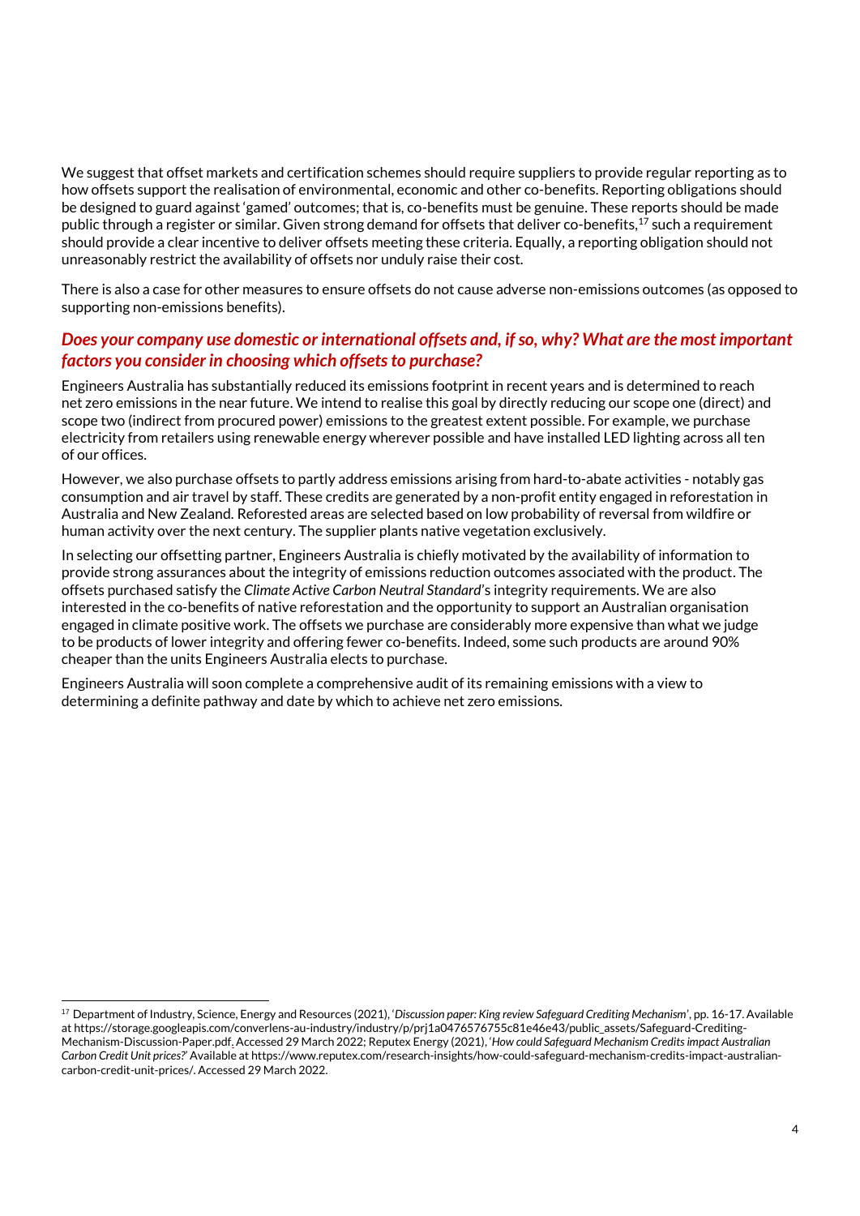We suggest that offset markets and certification schemes should require suppliers to provide regular reporting as to how offsets support the realisation of environmental, economic and other co-benefits. Reporting obligations should be designed to guard against 'gamed' outcomes; that is, co-benefits must be genuine. These reports should be made public through a register or similar. Given strong demand for offsets that deliver co-benefits,[17] such a requirement should provide a clear incentive to deliver offsets meeting these criteria. Equally, a reporting obligation should not unreasonably restrict the availability of offsets nor unduly raise their cost.

There is also a case for other measures to ensure offsets do not cause adverse non-emissions outcomes (as opposed to supporting non-emissions benefits).

### *Does your company use domestic or international offsets and, if so, why? What are the most important factors you consider in choosing which offsets to purchase?*

Engineers Australia has substantially reduced its emissions footprint in recent years and is determined to reach net zero emissions in the near future. We intend to realise this goal by directly reducing our scope one (direct) and scope two (indirect from procured power) emissions to the greatest extent possible. For example, we purchase electricity from retailers using renewable energy wherever possible and have installed LED lighting across all ten of our offices.

However, we also purchase offsets to partly address emissions arising from hard-to-abate activities - notably gas consumption and air travel by staff. These credits are generated by a non-profit entity engaged in reforestation in Australia and New Zealand. Reforested areas are selected based on low probability of reversal from wildfire or human activity over the next century. The supplier plants native vegetation exclusively.

In selecting our offsetting partner, Engineers Australia is chiefly motivated by the availability of information to provide strong assurances about the integrity of emissions reduction outcomes associated with the product. The offsets purchased satisfy the *Climate Active Carbon Neutral Standard*'s integrity requirements. We are also interested in the co-benefits of native reforestation and the opportunity to support an Australian organisation engaged in climate positive work. The offsets we purchase are considerably more expensive than what we judge to be products of lower integrity and offering fewer co-benefits. Indeed, some such products are around 90% cheaper than the units Engineers Australia elects to purchase.

Engineers Australia will soon complete a comprehensive audit of its remaining emissions with a view to determining a definite pathway and date by which to achieve net zero emissions.

---

[17] Department of Industry, Science, Energy and Resources (2021), '*Discussion paper: King review Safeguard Crediting Mechanism*', pp. 16-17. Available at https://storage.googleapis.com/converlens-au-industry/industry/p/prj1a0476576755c81e46e43/public_assets/Safeguard-Crediting-Mechanism-Discussion-Paper.pdf. Accessed 29 March 2022; Reputex Energy (2021), '*How could Safeguard Mechanism Credits impact Australian Carbon Credit Unit prices?*' Available at https://www.reputex.com/research-insights/how-could-safeguard-mechanism-credits-impact-australian-carbon-credit-unit-prices/. Accessed 29 March 2022.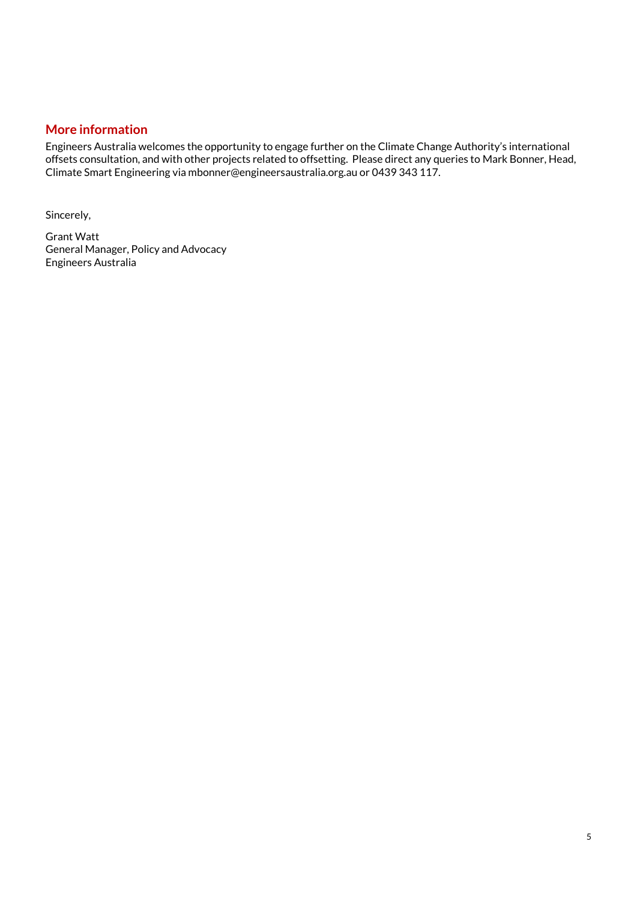## More information

Engineers Australia welcomes the opportunity to engage further on the Climate Change Authority's international offsets consultation, and with other projects related to offsetting. Please direct any queries to Mark Bonner, Head, Climate Smart Engineering via mbonner@engineersaustralia.org.au or 0439 343 117.

Sincerely,

Grant Watt
General Manager, Policy and Advocacy
Engineers Australia